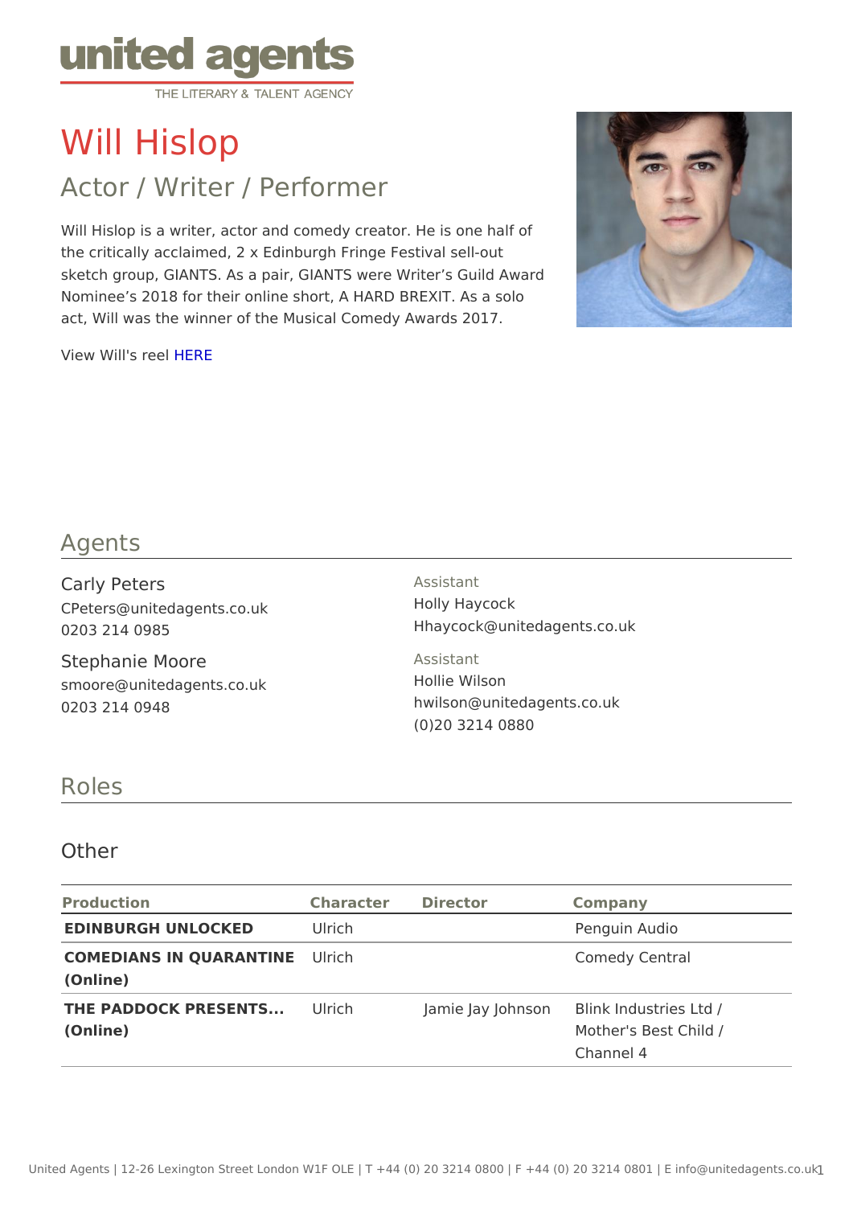united agents
THE LITERARY & TALENT AGENCY

# Will Hislop

## Actor / Writer / Performer

Will Hislop is a writer, actor and comedy creator. He is one half of the critically acclaimed, 2 x Edinburgh Fringe Festival sell-out sketch group, GIANTS. As a pair, GIANTS were Writer's Guild Award Nominee's 2018 for their online short, A HARD BREXIT. As a solo act, Will was the winner of the Musical Comedy Awards 2017.

View Will's reel HERE

## Agents

**Carly Peters**
CPeters@unitedagents.co.uk
0203 214 0985

Assistant
Holly Haycock
Hhaycock@unitedagents.co.uk

**Stephanie Moore**
smoore@unitedagents.co.uk
0203 214 0948

Assistant
Hollie Wilson
hwilson@unitedagents.co.uk
(0)20 3214 0880

## Roles

### Other

| Production | Character | Director | Company |
|---|---|---|---|
| **EDINBURGH UNLOCKED** | Ulrich | | Penguin Audio |
| **COMEDIANS IN QUARANTINE (Online)** | Ulrich | | Comedy Central |
| **THE PADDOCK PRESENTS... (Online)** | Ulrich | Jamie Jay Johnson | Blink Industries Ltd / Mother's Best Child / Channel 4 |

United Agents | 12-26 Lexington Street London W1F OLE | T +44 (0) 20 3214 0800 | F +44 (0) 20 3214 0801 | E info@unitedagents.co.uk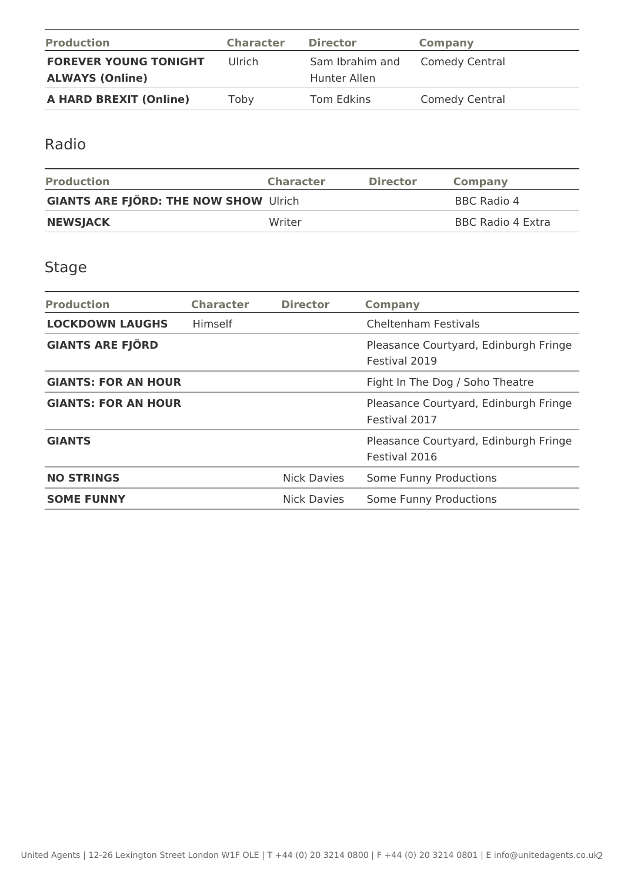| Production | Character | Director | Company |
| --- | --- | --- | --- |
| **FOREVER YOUNG TONIGHT ALWAYS (Online)** | Ulrich | Sam Ibrahim and Hunter Allen | Comedy Central |
| **A HARD BREXIT (Online)** | Toby | Tom Edkins | Comedy Central |

## Radio

| Production | Character | Director | Company |
| --- | --- | --- | --- |
| **GIANTS ARE FJÖRD: THE NOW SHOW** | Ulrich | | BBC Radio 4 |
| **NEWSJACK** | Writer | | BBC Radio 4 Extra |

## Stage

| Production | Character | Director | Company |
| --- | --- | --- | --- |
| **LOCKDOWN LAUGHS** | Himself | | Cheltenham Festivals |
| **GIANTS ARE FJÖRD** | | | Pleasance Courtyard, Edinburgh Fringe Festival 2019 |
| **GIANTS: FOR AN HOUR** | | | Fight In The Dog / Soho Theatre |
| **GIANTS: FOR AN HOUR** | | | Pleasance Courtyard, Edinburgh Fringe Festival 2017 |
| **GIANTS** | | | Pleasance Courtyard, Edinburgh Fringe Festival 2016 |
| **NO STRINGS** | | Nick Davies | Some Funny Productions |
| **SOME FUNNY** | | Nick Davies | Some Funny Productions |